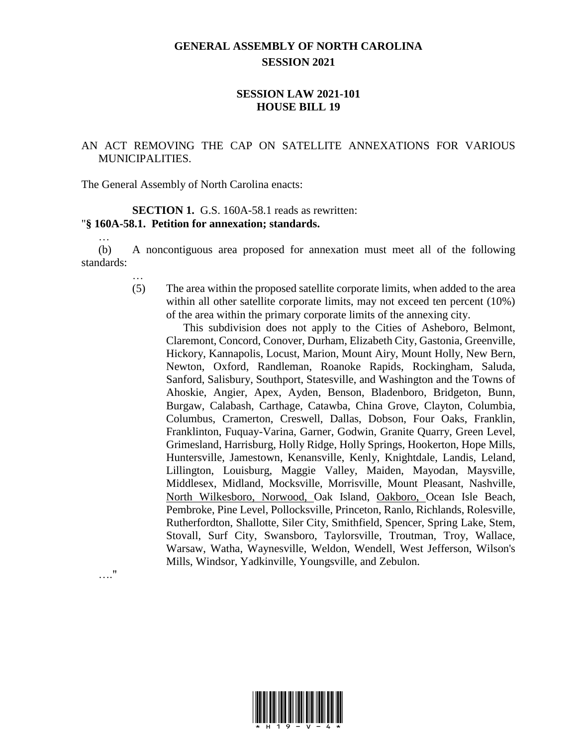# GENERAL ASSEMBLY OF NORTH CAROLINA
## SESSION 2021

## SESSION LAW 2021-101
## HOUSE BILL 19

AN ACT REMOVING THE CAP ON SATELLITE ANNEXATIONS FOR VARIOUS MUNICIPALITIES.

The General Assembly of North Carolina enacts:

**SECTION 1.** G.S. 160A-58.1 reads as rewritten:

"**§ 160A-58.1. Petition for annexation; standards.**

…

(b) A noncontiguous area proposed for annexation must meet all of the following standards:

…

(5) The area within the proposed satellite corporate limits, when added to the area within all other satellite corporate limits, may not exceed ten percent (10%) of the area within the primary corporate limits of the annexing city.

This subdivision does not apply to the Cities of Asheboro, Belmont, Claremont, Concord, Conover, Durham, Elizabeth City, Gastonia, Greenville, Hickory, Kannapolis, Locust, Marion, Mount Airy, Mount Holly, New Bern, Newton, Oxford, Randleman, Roanoke Rapids, Rockingham, Saluda, Sanford, Salisbury, Southport, Statesville, and Washington and the Towns of Ahoskie, Angier, Apex, Ayden, Benson, Bladenboro, Bridgeton, Bunn, Burgaw, Calabash, Carthage, Catawba, China Grove, Clayton, Columbia, Columbus, Cramerton, Creswell, Dallas, Dobson, Four Oaks, Franklin, Franklinton, Fuquay-Varina, Garner, Godwin, Granite Quarry, Green Level, Grimesland, Harrisburg, Holly Ridge, Holly Springs, Hookerton, Hope Mills, Huntersville, Jamestown, Kenansville, Kenly, Knightdale, Landis, Leland, Lillington, Louisburg, Maggie Valley, Maiden, Mayodan, Maysville, Middlesex, Midland, Mocksville, Morrisville, Mount Pleasant, Nashville, <u>North Wilkesboro, Norwood,</u> Oak Island, <u>Oakboro,</u> Ocean Isle Beach, Pembroke, Pine Level, Pollocksville, Princeton, Ranlo, Richlands, Rolesville, Rutherfordton, Shallotte, Siler City, Smithfield, Spencer, Spring Lake, Stem, Stovall, Surf City, Swansboro, Taylorsville, Troutman, Troy, Wallace, Warsaw, Watha, Waynesville, Weldon, Wendell, West Jefferson, Wilson's Mills, Windsor, Yadkinville, Youngsville, and Zebulon.

…."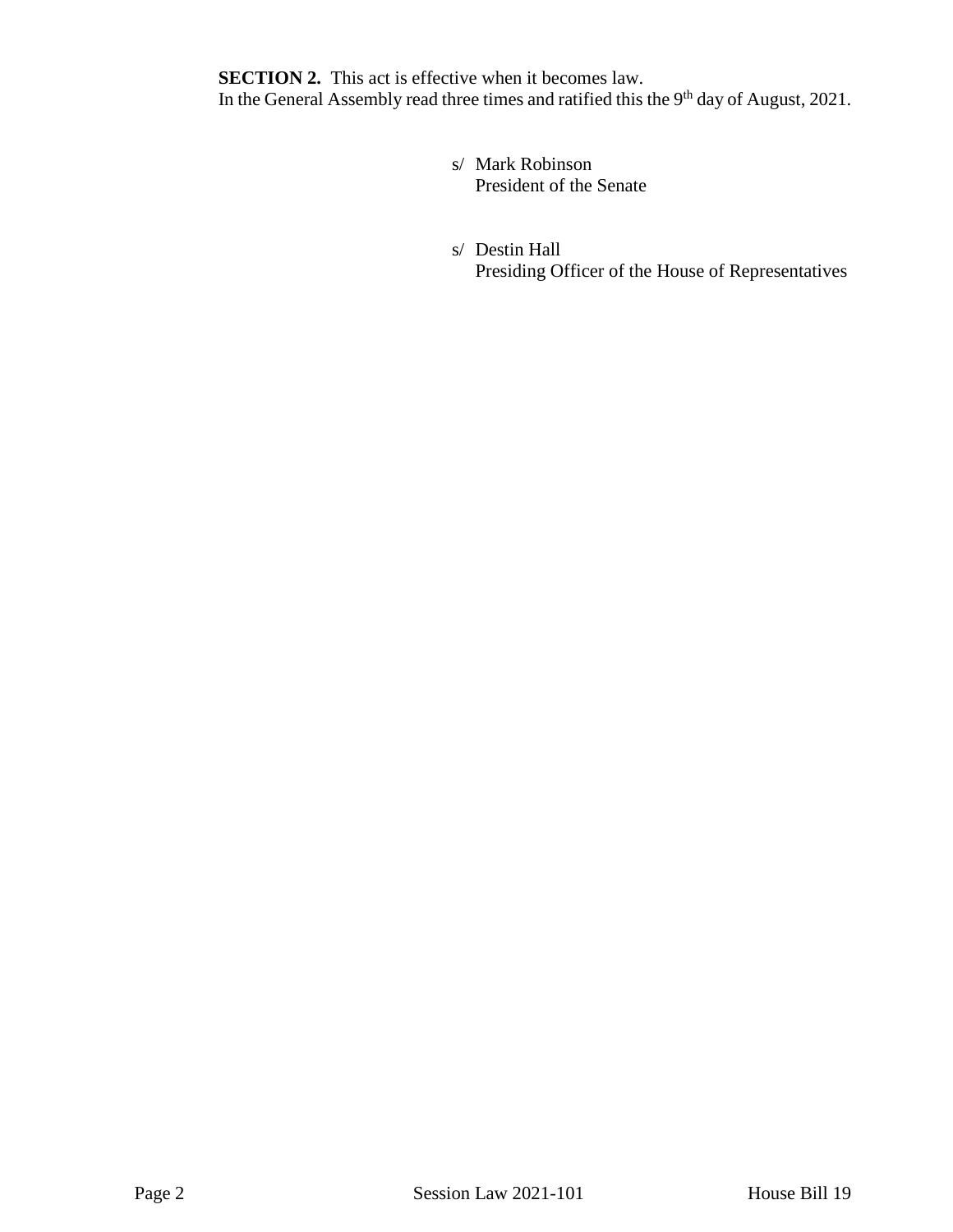**SECTION 2.** This act is effective when it becomes law.

In the General Assembly read three times and ratified this the 9th day of August, 2021.

s/ Mark Robinson
President of the Senate

s/ Destin Hall
Presiding Officer of the House of Representatives